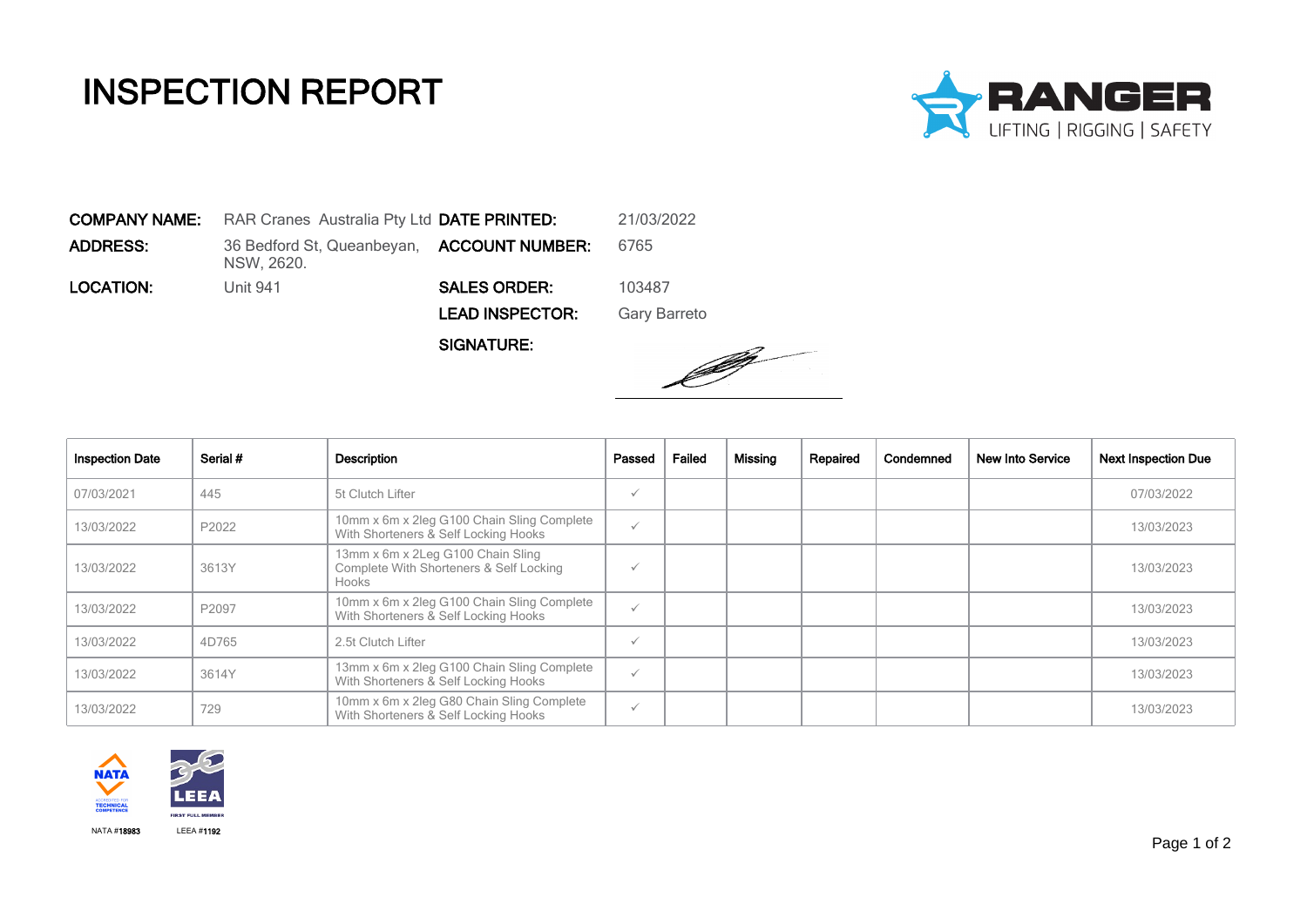# INSPECTION REPORT

RANGER
LIFTING | RIGGING | SAFETY

| | | | |
|---|---|---|---|
| **COMPANY NAME:** | RAR Cranes  Australia Pty Ltd | **DATE PRINTED:** | 21/03/2022 |
| **ADDRESS:** | 36 Bedford St, Queanbeyan, NSW, 2620. | **ACCOUNT NUMBER:** | 6765 |
| **LOCATION:** | Unit 941 | **SALES ORDER:** | 103487 |
| | | **LEAD INSPECTOR:** | Gary Barreto |
| | | **SIGNATURE:** | |

| Inspection Date | Serial # | Description | Passed | Failed | Missing | Repaired | Condemned | New Into Service | Next Inspection Due |
|---|---|---|---|---|---|---|---|---|---|
| 07/03/2021 | 445 | 5t Clutch Lifter | ✓ | | | | | | 07/03/2022 |
| 13/03/2022 | P2022 | 10mm x 6m x 2leg G100 Chain Sling Complete With Shorteners & Self Locking Hooks | ✓ | | | | | | 13/03/2023 |
| 13/03/2022 | 3613Y | 13mm x 6m x 2Leg G100 Chain Sling Complete With Shorteners & Self Locking Hooks | ✓ | | | | | | 13/03/2023 |
| 13/03/2022 | P2097 | 10mm x 6m x 2leg G100 Chain Sling Complete With Shorteners & Self Locking Hooks | ✓ | | | | | | 13/03/2023 |
| 13/03/2022 | 4D765 | 2.5t Clutch Lifter | ✓ | | | | | | 13/03/2023 |
| 13/03/2022 | 3614Y | 13mm x 6m x 2leg G100 Chain Sling Complete With Shorteners & Self Locking Hooks | ✓ | | | | | | 13/03/2023 |
| 13/03/2022 | 729 | 10mm x 6m x 2leg G80 Chain Sling Complete With Shorteners & Self Locking Hooks | ✓ | | | | | | 13/03/2023 |

NATA #18983    LEEA #1192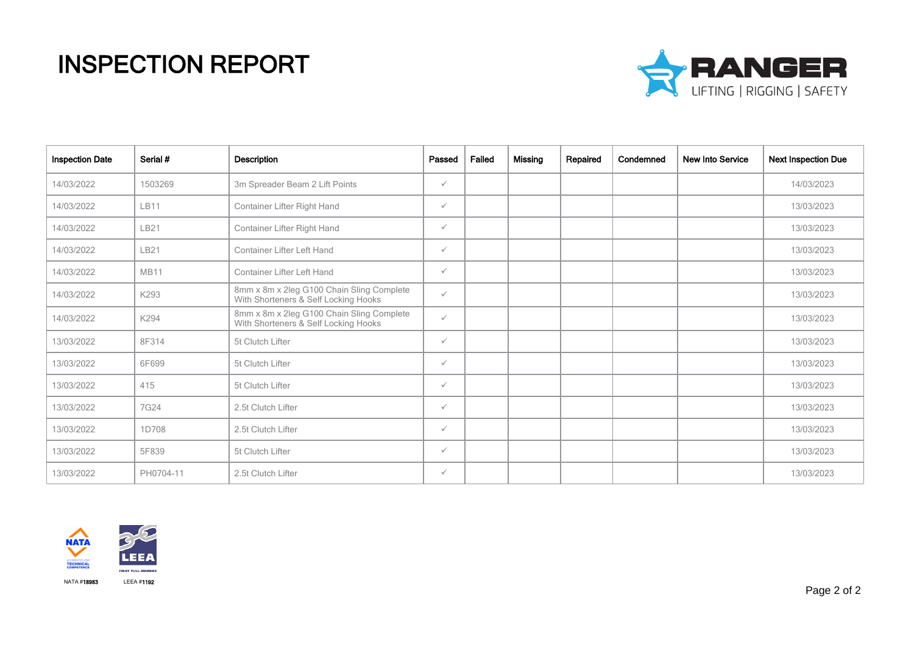# INSPECTION REPORT

RANGER
LIFTING | RIGGING | SAFETY

| Inspection Date | Serial # | Description | Passed | Failed | Missing | Repaired | Condemned | New Into Service | Next Inspection Due |
|---|---|---|---|---|---|---|---|---|---|
| 14/03/2022 | 1503269 | 3m Spreader Beam 2 Lift Points | ✓ | | | | | | 14/03/2023 |
| 14/03/2022 | LB11 | Container Lifter Right Hand | ✓ | | | | | | 13/03/2023 |
| 14/03/2022 | LB21 | Container Lifter Right Hand | ✓ | | | | | | 13/03/2023 |
| 14/03/2022 | LB21 | Container Lifter Left Hand | ✓ | | | | | | 13/03/2023 |
| 14/03/2022 | MB11 | Container Lifter Left Hand | ✓ | | | | | | 13/03/2023 |
| 14/03/2022 | K293 | 8mm x 8m x 2leg G100 Chain Sling Complete With Shorteners & Self Locking Hooks | ✓ | | | | | | 13/03/2023 |
| 14/03/2022 | K294 | 8mm x 8m x 2leg G100 Chain Sling Complete With Shorteners & Self Locking Hooks | ✓ | | | | | | 13/03/2023 |
| 13/03/2022 | 8F314 | 5t Clutch Lifter | ✓ | | | | | | 13/03/2023 |
| 13/03/2022 | 6F699 | 5t Clutch Lifter | ✓ | | | | | | 13/03/2023 |
| 13/03/2022 | 415 | 5t Clutch Lifter | ✓ | | | | | | 13/03/2023 |
| 13/03/2022 | 7G24 | 2.5t Clutch Lifter | ✓ | | | | | | 13/03/2023 |
| 13/03/2022 | 1D708 | 2.5t Clutch Lifter | ✓ | | | | | | 13/03/2023 |
| 13/03/2022 | 5F839 | 5t Clutch Lifter | ✓ | | | | | | 13/03/2023 |
| 13/03/2022 | PH0704-11 | 2.5t Clutch Lifter | ✓ | | | | | | 13/03/2023 |

NATA
ACCREDITED FOR TECHNICAL COMPETENCE

LEEA
FIRST FULL MEMBER

NATA #**18983** LEEA #**1192**